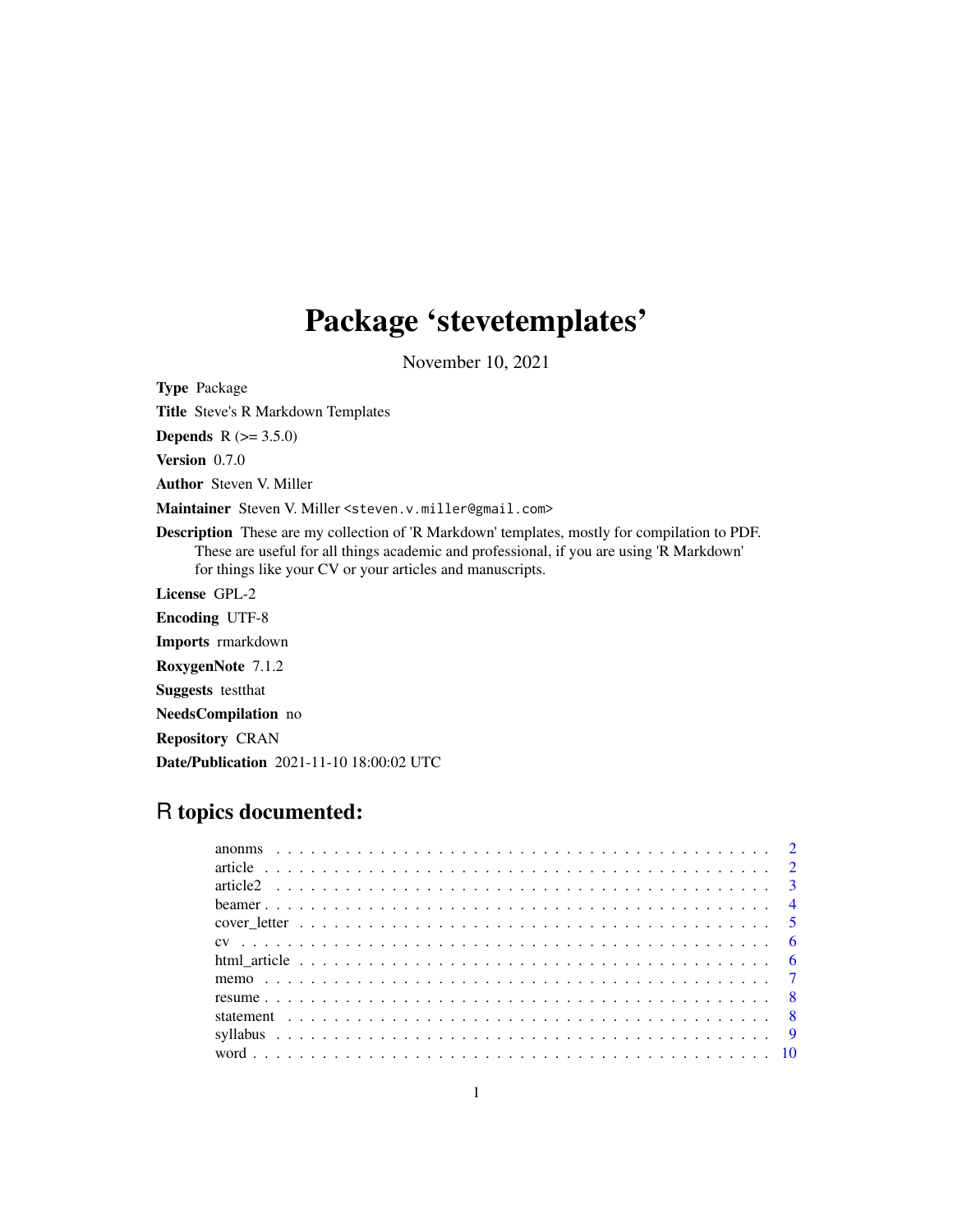# Package 'stevetemplates'

November 10, 2021

**Type** Package

**Title** Steve's R Markdown Templates

**Depends** R (>= 3.5.0)

**Version** 0.7.0

**Author** Steven V. Miller

**Maintainer** Steven V. Miller <steven.v.miller@gmail.com>

**Description** These are my collection of 'R Markdown' templates, mostly for compilation to PDF. These are useful for all things academic and professional, if you are using 'R Markdown' for things like your CV or your articles and manuscripts.

**License** GPL-2

**Encoding** UTF-8

**Imports** rmarkdown

**RoxygenNote** 7.1.2

**Suggests** testthat

**NeedsCompilation** no

**Repository** CRAN

**Date/Publication** 2021-11-10 18:00:02 UTC

## R topics documented:

- anonms . . . . . . . . . . . . . . . . . . . . . . . . . . . . . . . . . . . . . . . . . . 2
- article . . . . . . . . . . . . . . . . . . . . . . . . . . . . . . . . . . . . . . . . . . 2
- article2 . . . . . . . . . . . . . . . . . . . . . . . . . . . . . . . . . . . . . . . . . . 3
- beamer . . . . . . . . . . . . . . . . . . . . . . . . . . . . . . . . . . . . . . . . . . 4
- cover_letter . . . . . . . . . . . . . . . . . . . . . . . . . . . . . . . . . . . . . . . 5
- cv . . . . . . . . . . . . . . . . . . . . . . . . . . . . . . . . . . . . . . . . . . . . 6
- html_article . . . . . . . . . . . . . . . . . . . . . . . . . . . . . . . . . . . . . . . 6
- memo . . . . . . . . . . . . . . . . . . . . . . . . . . . . . . . . . . . . . . . . . . . 7
- resume . . . . . . . . . . . . . . . . . . . . . . . . . . . . . . . . . . . . . . . . . . 8
- statement . . . . . . . . . . . . . . . . . . . . . . . . . . . . . . . . . . . . . . . . 8
- syllabus . . . . . . . . . . . . . . . . . . . . . . . . . . . . . . . . . . . . . . . . . 9
- word . . . . . . . . . . . . . . . . . . . . . . . . . . . . . . . . . . . . . . . . . . . 10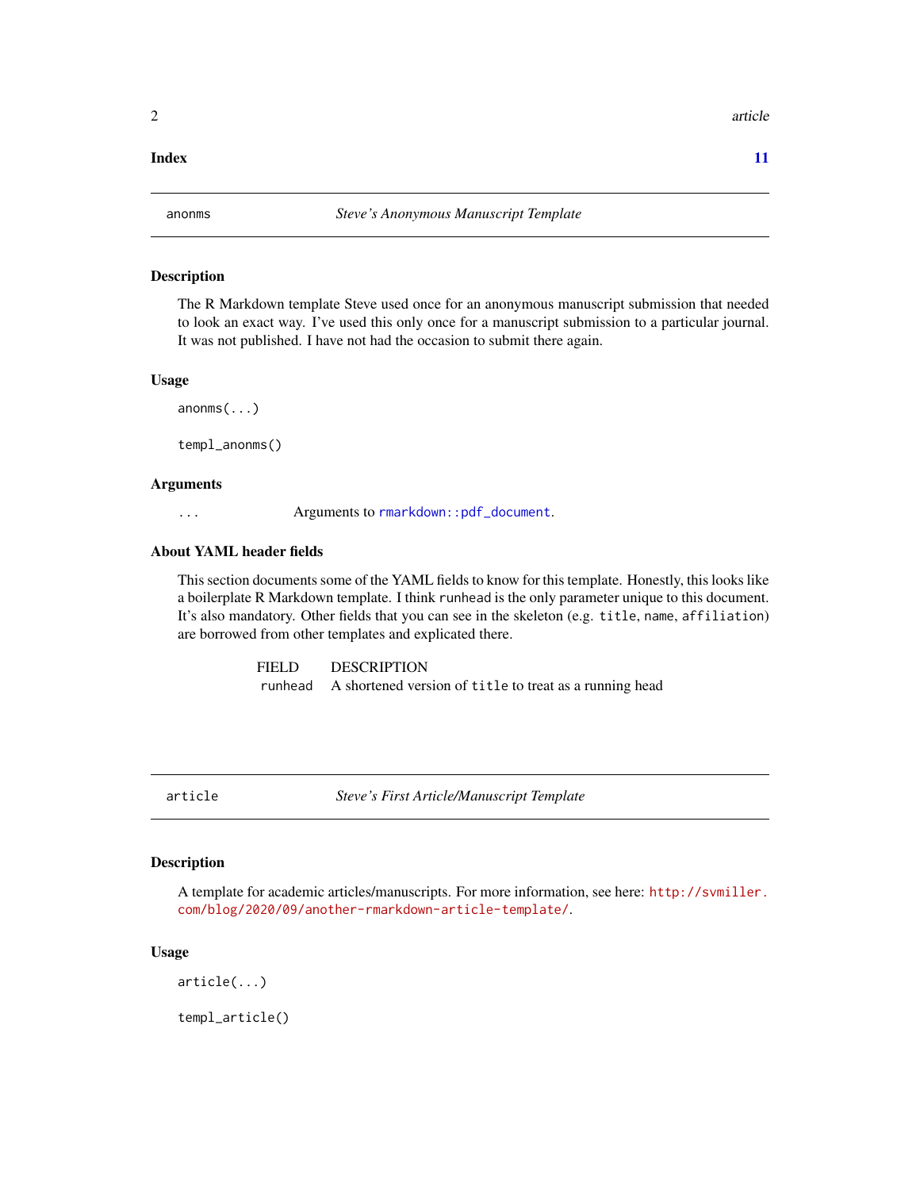**Index** **11**

---

## anonms — *Steve's Anonymous Manuscript Template*

### Description

The R Markdown template Steve used once for an anonymous manuscript submission that needed to look an exact way. I've used this only once for a manuscript submission to a particular journal. It was not published. I have not had the occasion to submit there again.

### Usage

```
anonms(...)

templ_anonms()
```

### Arguments

| | |
|---|---|
| `...` | Arguments to `rmarkdown::pdf_document`. |

### About YAML header fields

This section documents some of the YAML fields to know for this template. Honestly, this looks like a boilerplate R Markdown template. I think `runhead` is the only parameter unique to this document. It's also mandatory. Other fields that you can see in the skeleton (e.g. `title`, `name`, `affiliation`) are borrowed from other templates and explicated there.

| FIELD | DESCRIPTION |
|---|---|
| `runhead` | A shortened version of `title` to treat as a running head |

---

## article — *Steve's First Article/Manuscript Template*

### Description

A template for academic articles/manuscripts. For more information, see here: http://svmiller.com/blog/2020/09/another-rmarkdown-article-template/.

### Usage

```
article(...)

templ_article()
```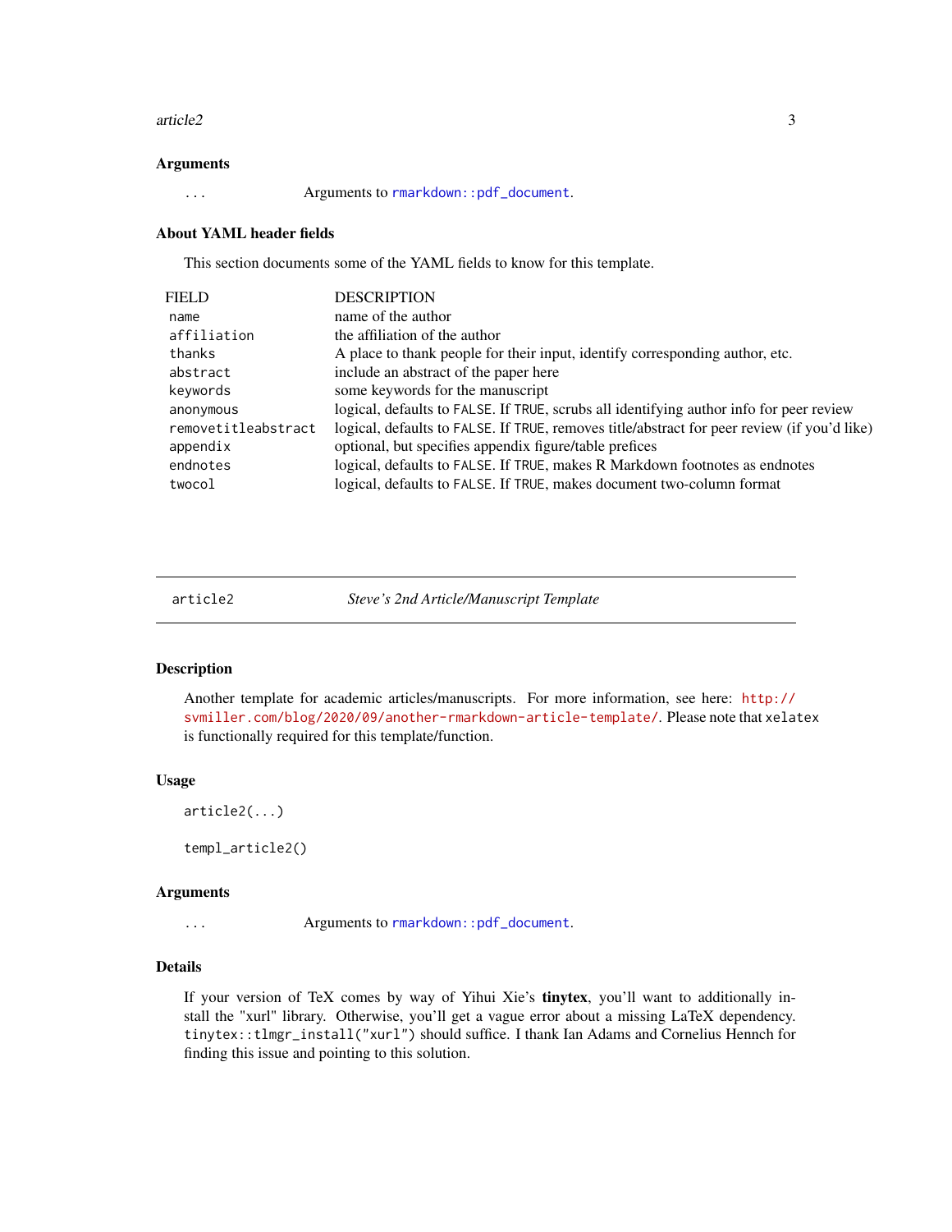### Arguments

`...` Arguments to `rmarkdown::pdf_document`.

### About YAML header fields

This section documents some of the YAML fields to know for this template.

| FIELD | DESCRIPTION |
|---|---|
| `name` | name of the author |
| `affiliation` | the affiliation of the author |
| `thanks` | A place to thank people for their input, identify corresponding author, etc. |
| `abstract` | include an abstract of the paper here |
| `keywords` | some keywords for the manuscript |
| `anonymous` | logical, defaults to `FALSE`. If `TRUE`, scrubs all identifying author info for peer review |
| `removetitleabstract` | logical, defaults to `FALSE`. If `TRUE`, removes title/abstract for peer review (if you'd like) |
| `appendix` | optional, but specifies appendix figure/table prefices |
| `endnotes` | logical, defaults to `FALSE`. If `TRUE`, makes R Markdown footnotes as endnotes |
| `twocol` | logical, defaults to `FALSE`. If `TRUE`, makes document two-column format |

---

## `article2` *Steve's 2nd Article/Manuscript Template*

---

### Description

Another template for academic articles/manuscripts. For more information, see here: http://svmiller.com/blog/2020/09/another-rmarkdown-article-template/. Please note that `xelatex` is functionally required for this template/function.

### Usage

```
article2(...)

templ_article2()
```

### Arguments

`...` Arguments to `rmarkdown::pdf_document`.

### Details

If your version of TeX comes by way of Yihui Xie's **tinytex**, you'll want to additionally install the "xurl" library. Otherwise, you'll get a vague error about a missing LaTeX dependency. `tinytex::tlmgr_install("xurl")` should suffice. I thank Ian Adams and Cornelius Hennch for finding this issue and pointing to this solution.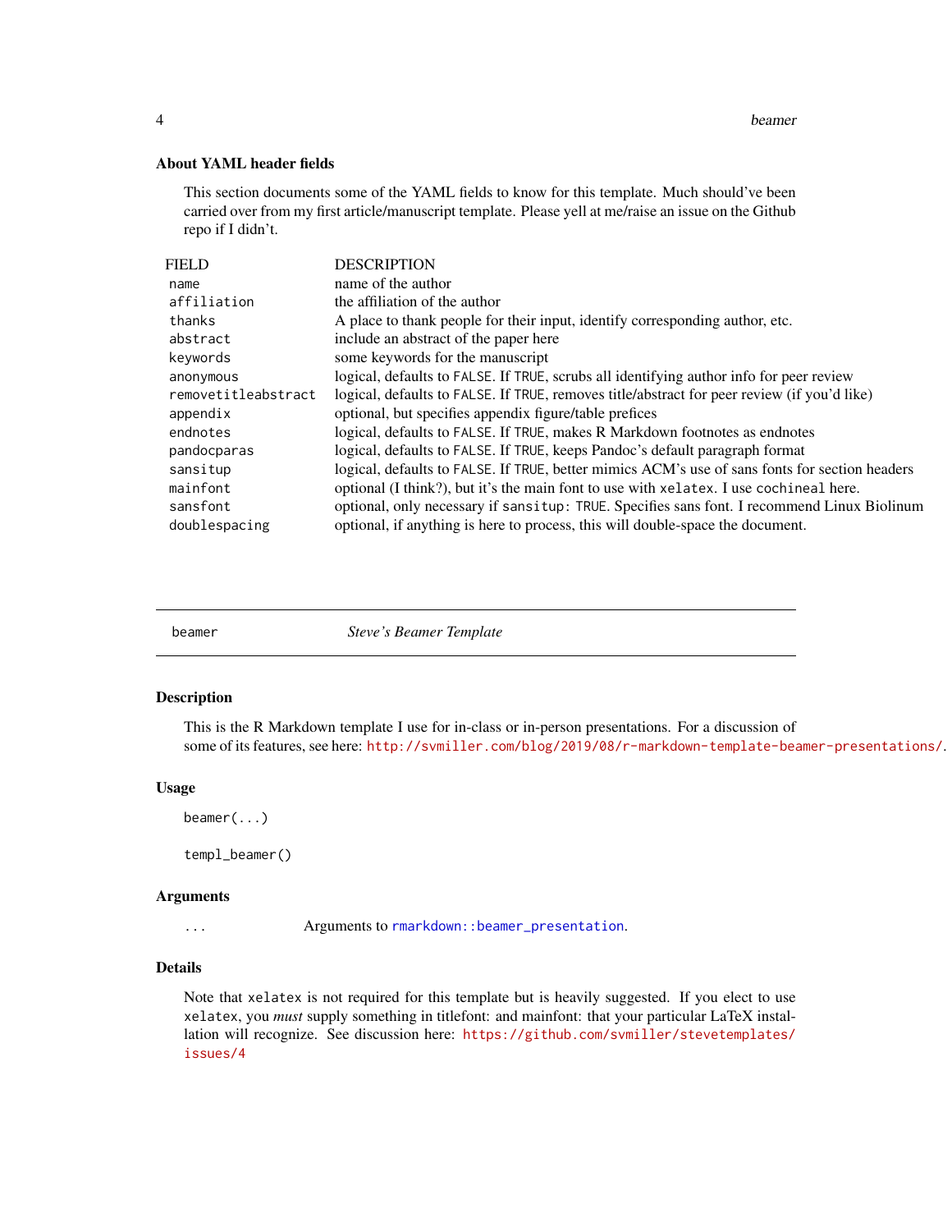### About YAML header fields

This section documents some of the YAML fields to know for this template. Much should've been carried over from my first article/manuscript template. Please yell at me/raise an issue on the Github repo if I didn't.

| FIELD | DESCRIPTION |
|---|---|
| `name` | name of the author |
| `affiliation` | the affiliation of the author |
| `thanks` | A place to thank people for their input, identify corresponding author, etc. |
| `abstract` | include an abstract of the paper here |
| `keywords` | some keywords for the manuscript |
| `anonymous` | logical, defaults to `FALSE`. If `TRUE`, scrubs all identifying author info for peer review |
| `removetitleabstract` | logical, defaults to `FALSE`. If `TRUE`, removes title/abstract for peer review (if you'd like) |
| `appendix` | optional, but specifies appendix figure/table prefices |
| `endnotes` | logical, defaults to `FALSE`. If `TRUE`, makes R Markdown footnotes as endnotes |
| `pandocparas` | logical, defaults to `FALSE`. If `TRUE`, keeps Pandoc's default paragraph format |
| `sansitup` | logical, defaults to `FALSE`. If `TRUE`, better mimics ACM's use of sans fonts for section headers |
| `mainfont` | optional (I think?), but it's the main font to use with `xelatex`. I use `cochineal` here. |
| `sansfont` | optional, only necessary if `sansitup: TRUE`. Specifies sans font. I recommend Linux Biolinum |
| `doublespacing` | optional, if anything is here to process, this will double-space the document. |

---

`beamer` *Steve's Beamer Template*

---

### Description

This is the R Markdown template I use for in-class or in-person presentations. For a discussion of some of its features, see here: http://svmiller.com/blog/2019/08/r-markdown-template-beamer-presentations/.

### Usage

```
beamer(...)

templ_beamer()
```

### Arguments

| | |
|---|---|
| `...` | Arguments to `rmarkdown::beamer_presentation`. |

### Details

Note that `xelatex` is not required for this template but is heavily suggested. If you elect to use `xelatex`, you *must* supply something in titlefont: and mainfont: that your particular LaTeX installation will recognize. See discussion here: https://github.com/svmiller/stevetemplates/issues/4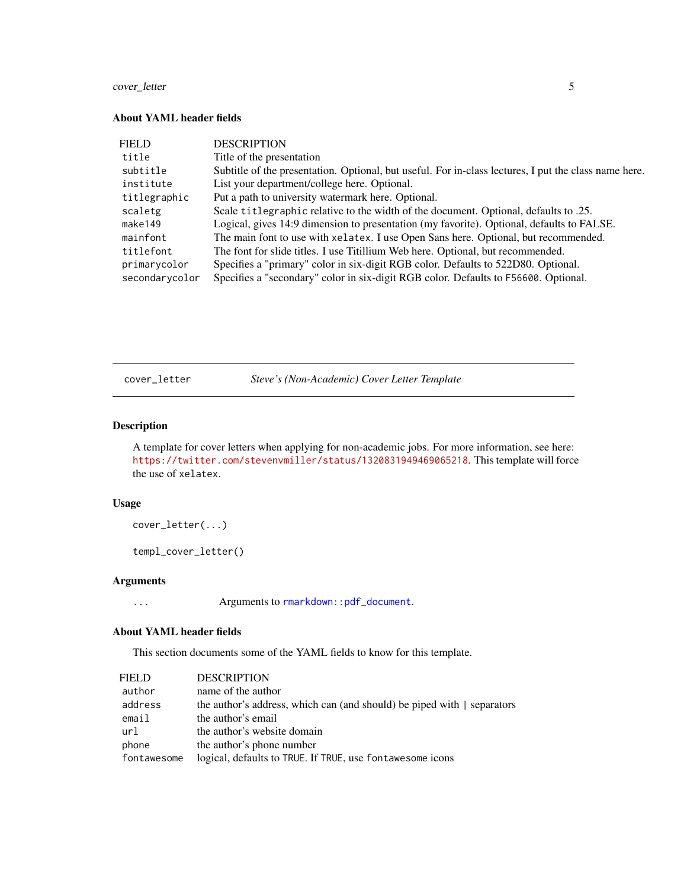### About YAML header fields

| FIELD | DESCRIPTION |
|---|---|
| `title` | Title of the presentation |
| `subtitle` | Subtitle of the presentation. Optional, but useful. For in-class lectures, I put the class name here. |
| `institute` | List your department/college here. Optional. |
| `titlegraphic` | Put a path to university watermark here. Optional. |
| `scaletg` | Scale `titlegraphic` relative to the width of the document. Optional, defaults to .25. |
| `make149` | Logical, gives 14:9 dimension to presentation (my favorite). Optional, defaults to FALSE. |
| `mainfont` | The main font to use with `xelatex`. I use Open Sans here. Optional, but recommended. |
| `titlefont` | The font for slide titles. I use Titillium Web here. Optional, but recommended. |
| `primarycolor` | Specifies a "primary" color in six-digit RGB color. Defaults to 522D80. Optional. |
| `secondarycolor` | Specifies a "secondary" color in six-digit RGB color. Defaults to `F56600`. Optional. |

---

## `cover_letter` — *Steve's (Non-Academic) Cover Letter Template*

### Description

A template for cover letters when applying for non-academic jobs. For more information, see here: https://twitter.com/stevenvmiller/status/1320831949469065218. This template will force the use of `xelatex`.

### Usage

```
cover_letter(...)

templ_cover_letter()
```

### Arguments

| | |
|---|---|
| `...` | Arguments to `rmarkdown::pdf_document`. |

### About YAML header fields

This section documents some of the YAML fields to know for this template.

| FIELD | DESCRIPTION |
|---|---|
| `author` | name of the author |
| `address` | the author's address, which can (and should) be piped with `|` separators |
| `email` | the author's email |
| `url` | the author's website domain |
| `phone` | the author's phone number |
| `fontawesome` | logical, defaults to `TRUE`. If `TRUE`, use `fontawesome` icons |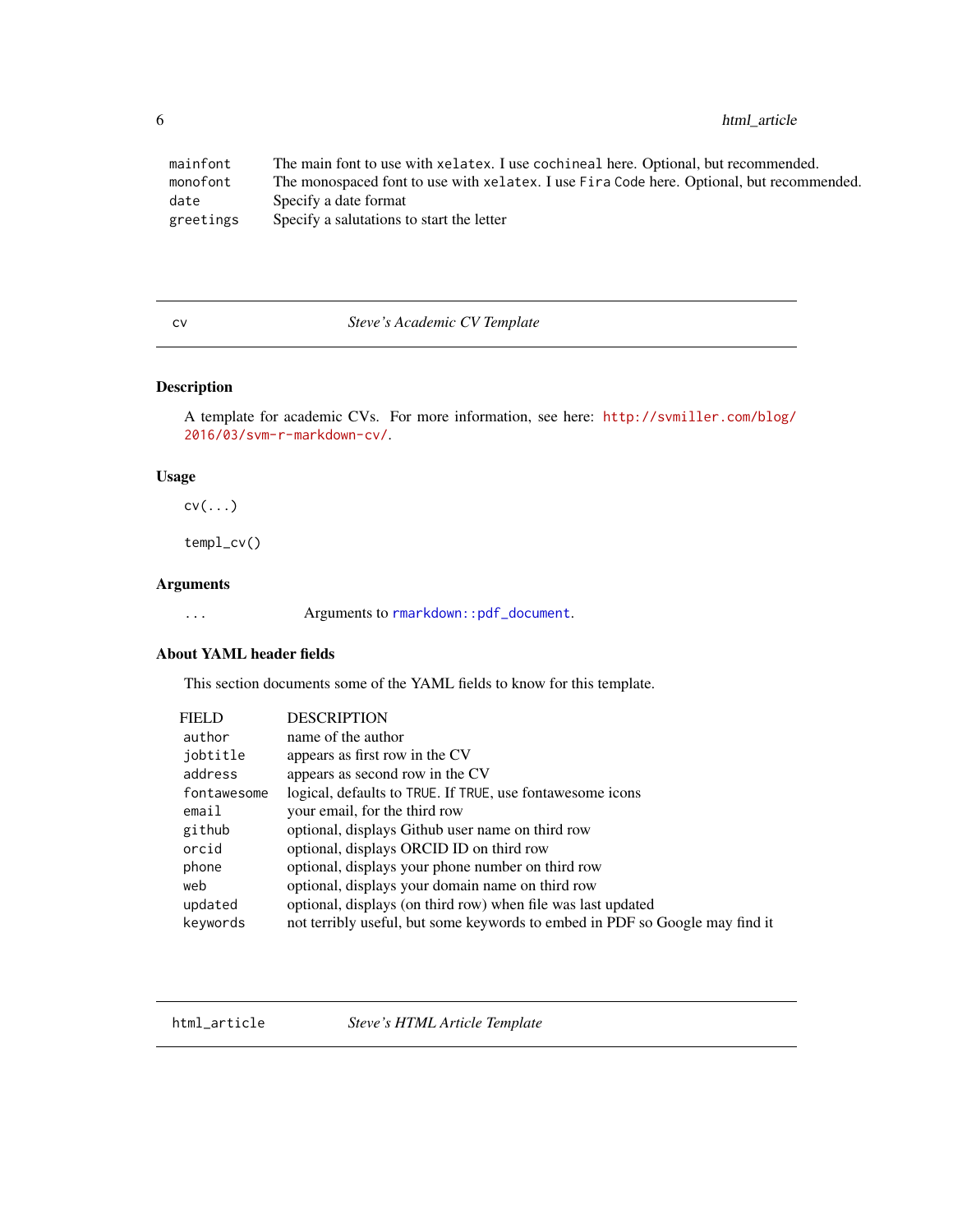| | |
|---|---|
| `mainfont` | The main font to use with `xelatex`. I use `cochineal` here. Optional, but recommended. |
| `monofont` | The monospaced font to use with `xelatex`. I use `Fira Code` here. Optional, but recommended. |
| `date` | Specify a date format |
| `greetings` | Specify a salutations to start the letter |

## `cv` — *Steve's Academic CV Template*

### Description

A template for academic CVs. For more information, see here: http://svmiller.com/blog/2016/03/svm-r-markdown-cv/.

### Usage

```
cv(...)

templ_cv()
```

### Arguments

| | |
|---|---|
| `...` | Arguments to `rmarkdown::pdf_document`. |

### About YAML header fields

This section documents some of the YAML fields to know for this template.

| FIELD | DESCRIPTION |
|---|---|
| `author` | name of the author |
| `jobtitle` | appears as first row in the CV |
| `address` | appears as second row in the CV |
| `fontawesome` | logical, defaults to `TRUE`. If `TRUE`, use fontawesome icons |
| `email` | your email, for the third row |
| `github` | optional, displays Github user name on third row |
| `orcid` | optional, displays ORCID ID on third row |
| `phone` | optional, displays your phone number on third row |
| `web` | optional, displays your domain name on third row |
| `updated` | optional, displays (on third row) when file was last updated |
| `keywords` | not terribly useful, but some keywords to embed in PDF so Google may find it |

## `html_article` — *Steve's HTML Article Template*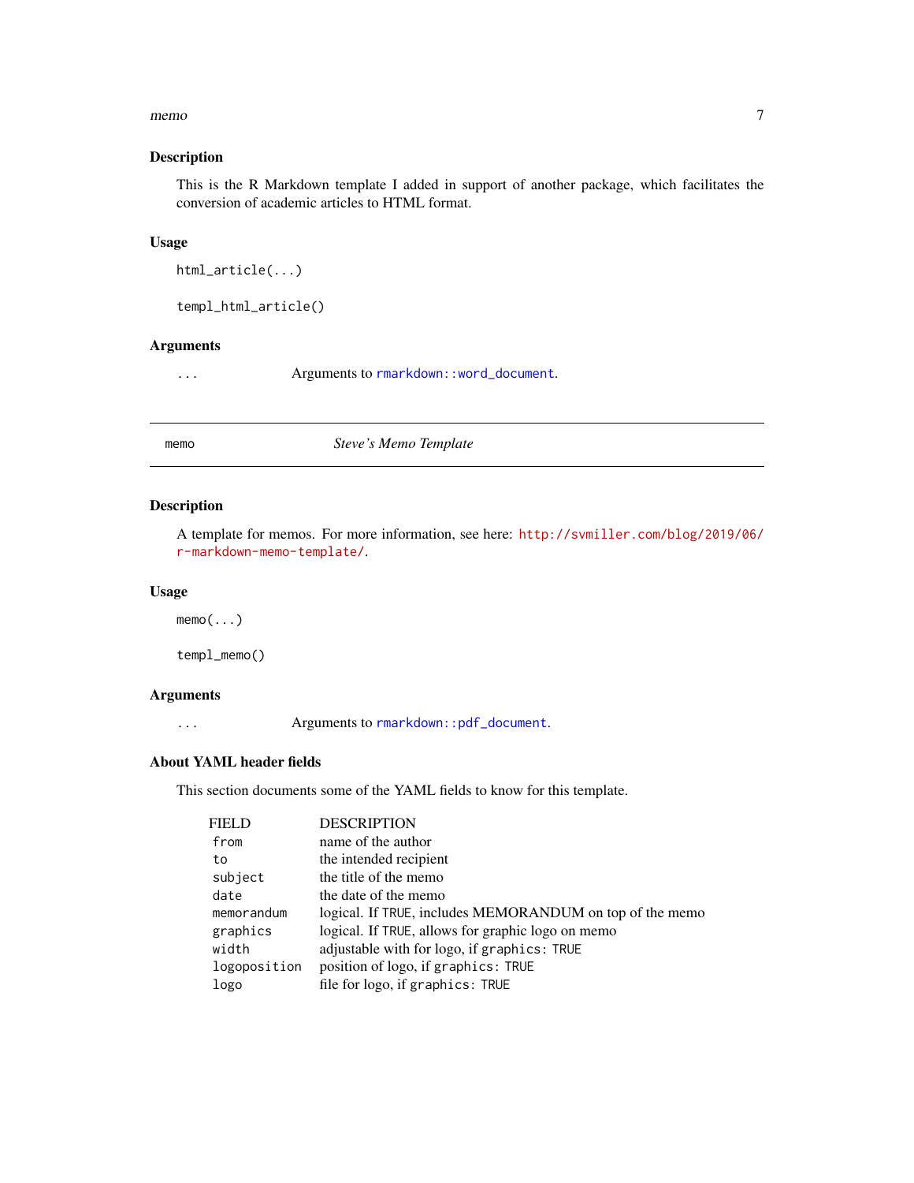### Description

This is the R Markdown template I added in support of another package, which facilitates the conversion of academic articles to HTML format.

### Usage

```
html_article(...)

templ_html_article()
```

### Arguments

| | |
|---|---|
| ... | Arguments to `rmarkdown::word_document`. |

---

## memo — *Steve's Memo Template*

### Description

A template for memos. For more information, see here: http://svmiller.com/blog/2019/06/r-markdown-memo-template/.

### Usage

```
memo(...)

templ_memo()
```

### Arguments

| | |
|---|---|
| ... | Arguments to `rmarkdown::pdf_document`. |

### About YAML header fields

This section documents some of the YAML fields to know for this template.

| FIELD | DESCRIPTION |
|---|---|
| `from` | name of the author |
| `to` | the intended recipient |
| `subject` | the title of the memo |
| `date` | the date of the memo |
| `memorandum` | logical. If `TRUE`, includes MEMORANDUM on top of the memo |
| `graphics` | logical. If `TRUE`, allows for graphic logo on memo |
| `width` | adjustable with for logo, if `graphics: TRUE` |
| `logoposition` | position of logo, if `graphics: TRUE` |
| `logo` | file for logo, if `graphics: TRUE` |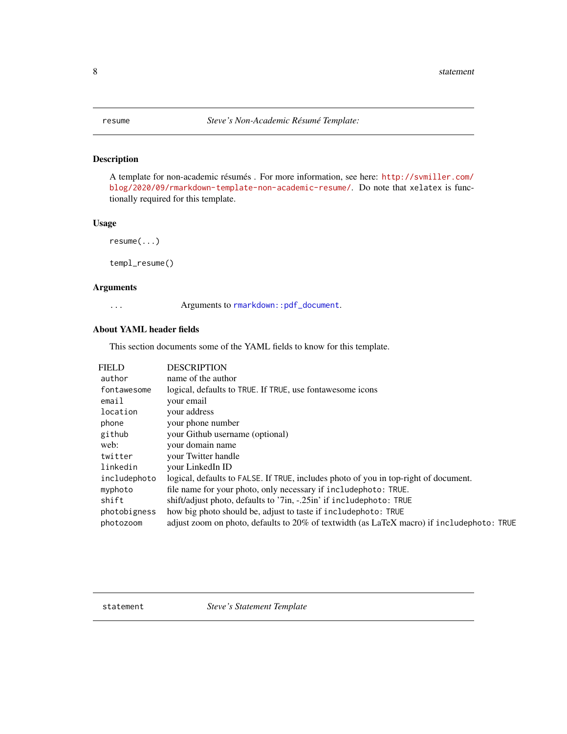## resume — *Steve's Non-Academic Résumé Template:*

### Description

A template for non-academic résumés . For more information, see here: http://svmiller.com/blog/2020/09/rmarkdown-template-non-academic-resume/. Do note that `xelatex` is functionally required for this template.

### Usage

```
resume(...)

templ_resume()
```

### Arguments

| | |
|---|---|
| `...` | Arguments to `rmarkdown::pdf_document`. |

### About YAML header fields

This section documents some of the YAML fields to know for this template.

| FIELD | DESCRIPTION |
|---|---|
| `author` | name of the author |
| `fontawesome` | logical, defaults to `TRUE`. If `TRUE`, use fontawesome icons |
| `email` | your email |
| `location` | your address |
| `phone` | your phone number |
| `github` | your Github username (optional) |
| `web:` | your domain name |
| `twitter` | your Twitter handle |
| `linkedin` | your LinkedIn ID |
| `includephoto` | logical, defaults to `FALSE`. If `TRUE`, includes photo of you in top-right of document. |
| `myphoto` | file name for your photo, only necessary if `includephoto: TRUE`. |
| `shift` | shift/adjust photo, defaults to '7in, -.25in' if `includephoto: TRUE` |
| `photobigness` | how big photo should be, adjust to taste if `includephoto: TRUE` |
| `photozoom` | adjust zoom on photo, defaults to 20% of textwidth (as LaTeX macro) if `includephoto: TRUE` |

## statement — *Steve's Statement Template*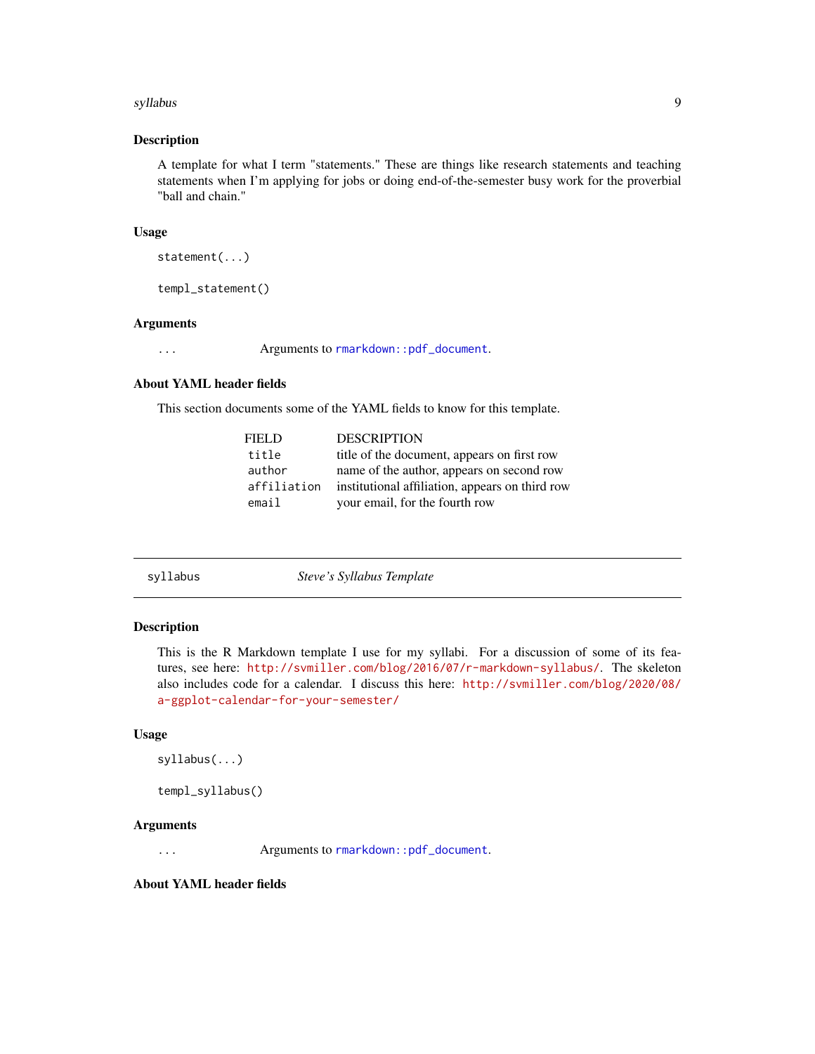## Description

A template for what I term "statements." These are things like research statements and teaching statements when I'm applying for jobs or doing end-of-the-semester busy work for the proverbial "ball and chain."

## Usage

```
statement(...)

templ_statement()
```

## Arguments

| | |
|---|---|
| `...` | Arguments to `rmarkdown::pdf_document`. |

## About YAML header fields

This section documents some of the YAML fields to know for this template.

| FIELD | DESCRIPTION |
|---|---|
| `title` | title of the document, appears on first row |
| `author` | name of the author, appears on second row |
| `affiliation` | institutional affiliation, appears on third row |
| `email` | your email, for the fourth row |

---

# syllabus — *Steve's Syllabus Template*

## Description

This is the R Markdown template I use for my syllabi. For a discussion of some of its features, see here: http://svmiller.com/blog/2016/07/r-markdown-syllabus/. The skeleton also includes code for a calendar. I discuss this here: http://svmiller.com/blog/2020/08/a-ggplot-calendar-for-your-semester/

## Usage

```
syllabus(...)

templ_syllabus()
```

## Arguments

| | |
|---|---|
| `...` | Arguments to `rmarkdown::pdf_document`. |

## About YAML header fields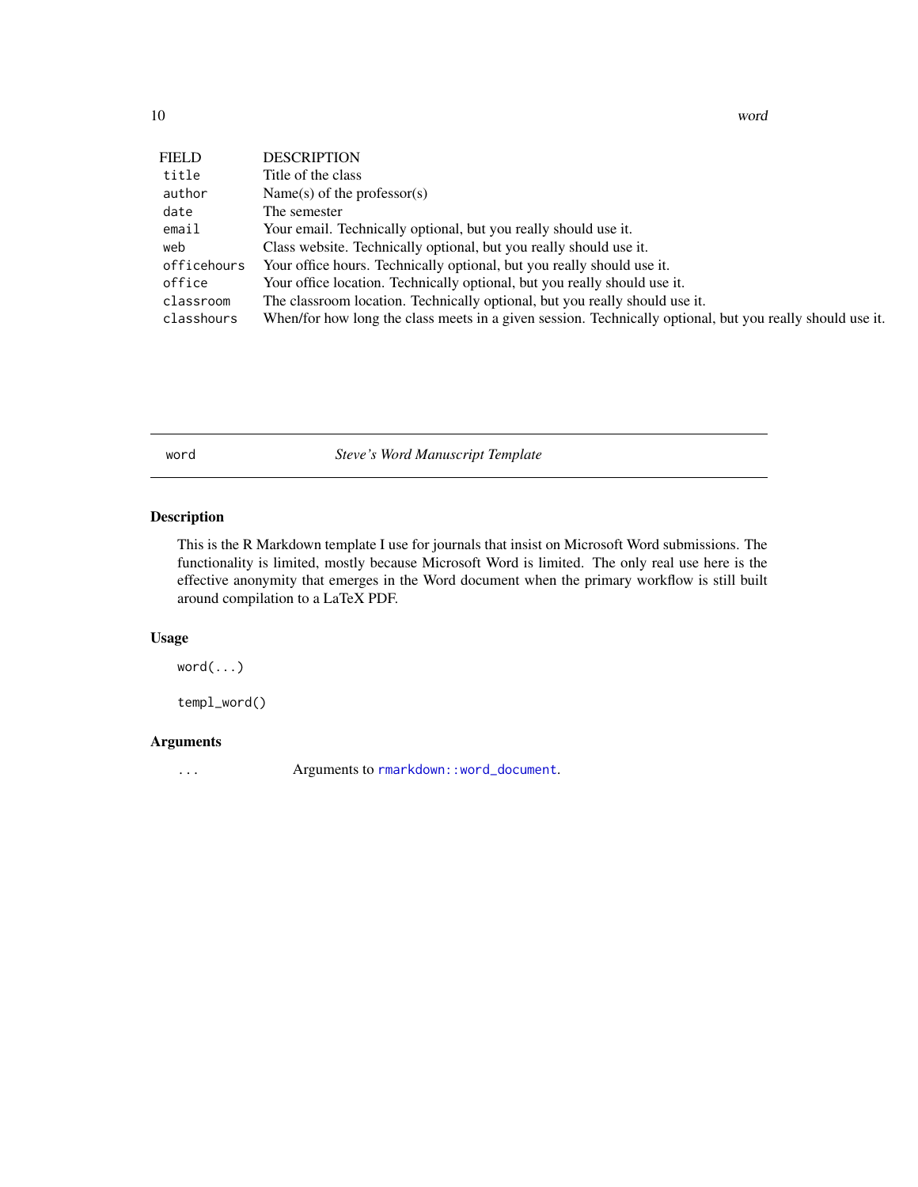| FIELD | DESCRIPTION |
| --- | --- |
| `title` | Title of the class |
| `author` | Name(s) of the professor(s) |
| `date` | The semester |
| `email` | Your email. Technically optional, but you really should use it. |
| `web` | Class website. Technically optional, but you really should use it. |
| `officehours` | Your office hours. Technically optional, but you really should use it. |
| `office` | Your office location. Technically optional, but you really should use it. |
| `classroom` | The classroom location. Technically optional, but you really should use it. |
| `classhours` | When/for how long the class meets in a given session. Technically optional, but you really should use it. |

## `word` — *Steve's Word Manuscript Template*

### Description

This is the R Markdown template I use for journals that insist on Microsoft Word submissions. The functionality is limited, mostly because Microsoft Word is limited. The only real use here is the effective anonymity that emerges in the Word document when the primary workflow is still built around compilation to a LaTeX PDF.

### Usage

```
word(...)

templ_word()
```

### Arguments

| | |
| --- | --- |
| `...` | Arguments to `rmarkdown::word_document`. |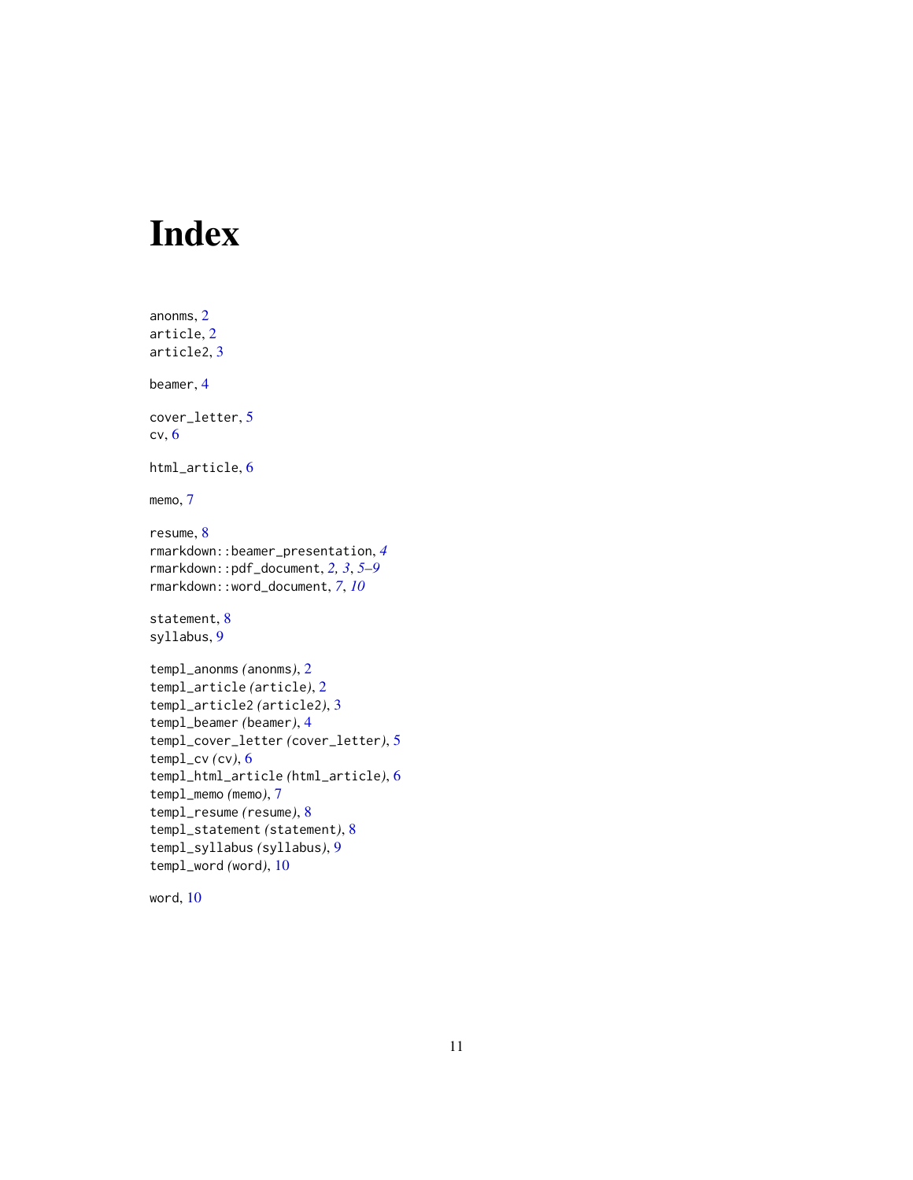# Index

anonms, 2
article, 2
article2, 3

beamer, 4

cover_letter, 5
cv, 6

html_article, 6

memo, 7

resume, 8
rmarkdown::beamer_presentation, *4*
rmarkdown::pdf_document, *2, 3*, *5–9*
rmarkdown::word_document, *7*, *10*

statement, 8
syllabus, 9

templ_anonms *(*anonms*)*, 2
templ_article *(*article*)*, 2
templ_article2 *(*article2*)*, 3
templ_beamer *(*beamer*)*, 4
templ_cover_letter *(*cover_letter*)*, 5
templ_cv *(*cv*)*, 6
templ_html_article *(*html_article*)*, 6
templ_memo *(*memo*)*, 7
templ_resume *(*resume*)*, 8
templ_statement *(*statement*)*, 8
templ_syllabus *(*syllabus*)*, 9
templ_word *(*word*)*, 10

word, 10